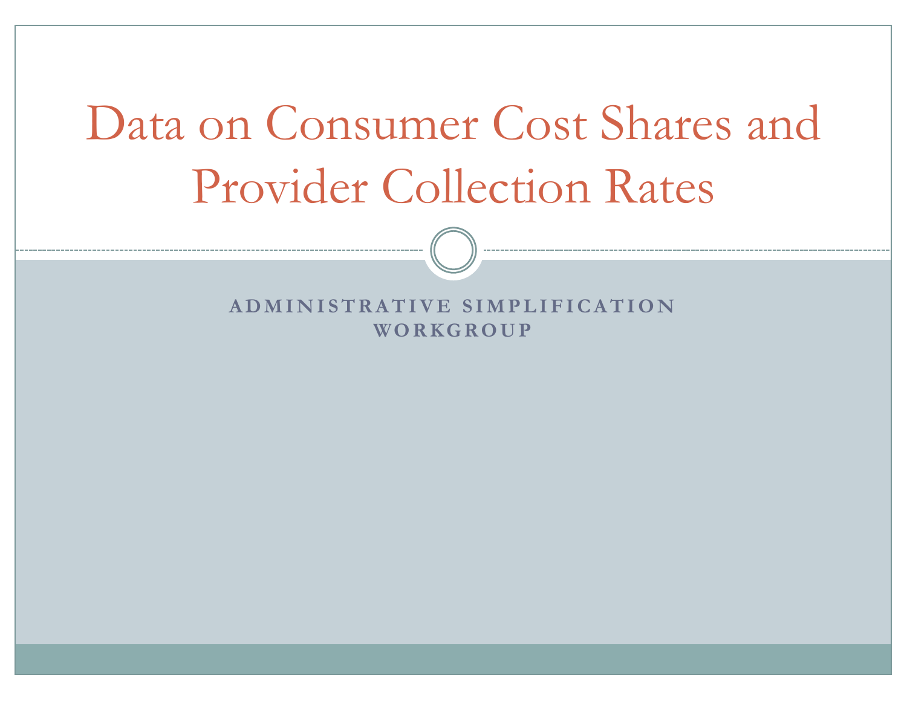# Data on Consumer Cost Shares and Provider Collection Rates

**ADMINISTRATIVE SIMPLIFICATION WORKGROUP**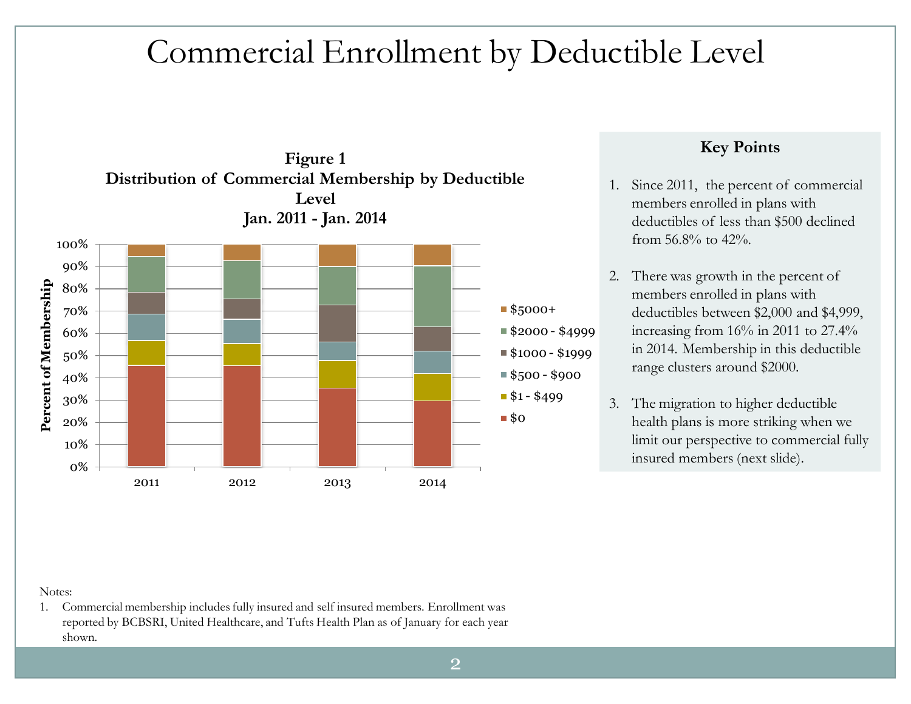# Commercial Enrollment by Deductible Level

**Figure 1**
**Distribution of Commercial Membership by Deductible Level**
**Jan. 2011 - Jan. 2014**

Percent of Membership (0%–100%), by year: 2011, 2012, 2013, 2014

Legend: $5000+ | $2000 - $4999 | $1000 - $1999 | $500 - $900 | $1 - $499 | $0

## Key Points

1. Since 2011, the percent of commercial members enrolled in plans with deductibles of less than $500 declined from 56.8% to 42%.

2. There was growth in the percent of members enrolled in plans with deductibles between $2,000 and $4,999, increasing from 16% in 2011 to 27.4% in 2014. Membership in this deductible range clusters around $2000.

3. The migration to higher deductible health plans is more striking when we limit our perspective to commercial fully insured members (next slide).

Notes:

1. Commercial membership includes fully insured and self insured members. Enrollment was reported by BCBSRI, United Healthcare, and Tufts Health Plan as of January for each year shown.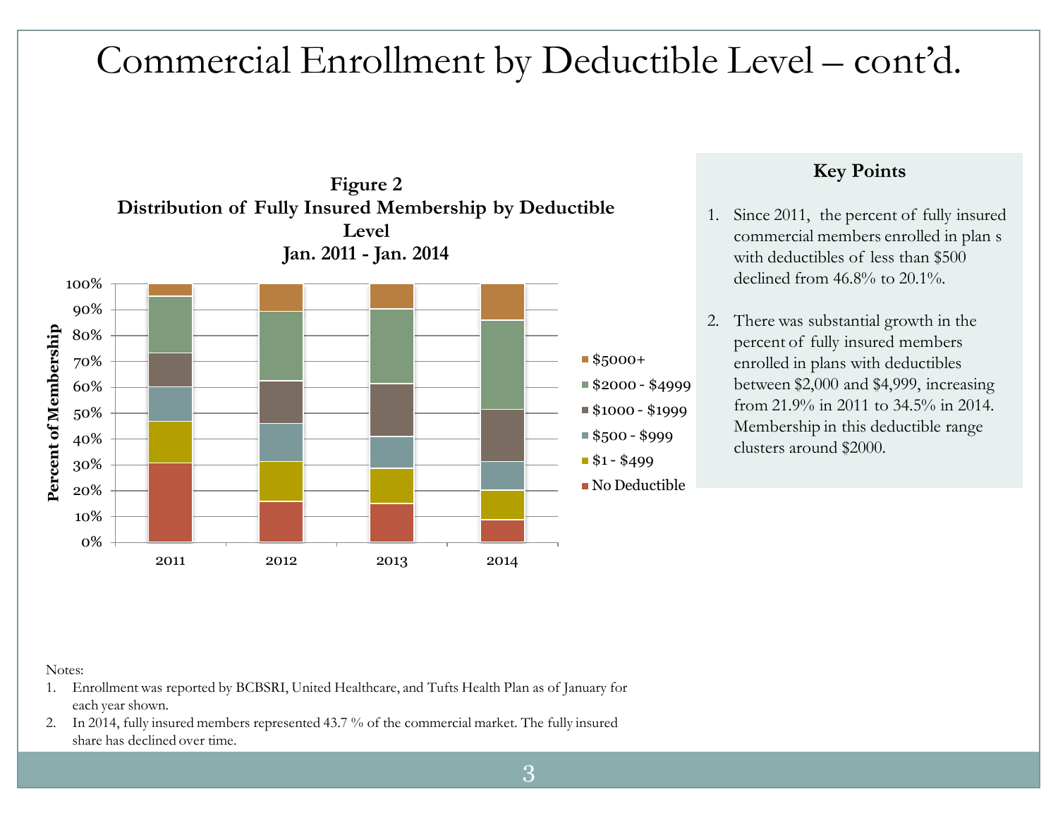# Commercial Enrollment by Deductible Level – cont'd.

**Figure 2**
**Distribution of Fully Insured Membership by Deductible Level**
**Jan. 2011 - Jan. 2014**

### Key Points

1. Since 2011, the percent of fully insured commercial members enrolled in plan s with deductibles of less than $500 declined from 46.8% to 20.1%.

2. There was substantial growth in the percent of fully insured members enrolled in plans with deductibles between $2,000 and $4,999, increasing from 21.9% in 2011 to 34.5% in 2014. Membership in this deductible range clusters around $2000.

Notes:

1. Enrollment was reported by BCBSRI, United Healthcare, and Tufts Health Plan as of January for each year shown.
2. In 2014, fully insured members represented 43.7 % of the commercial market. The fully insured share has declined over time.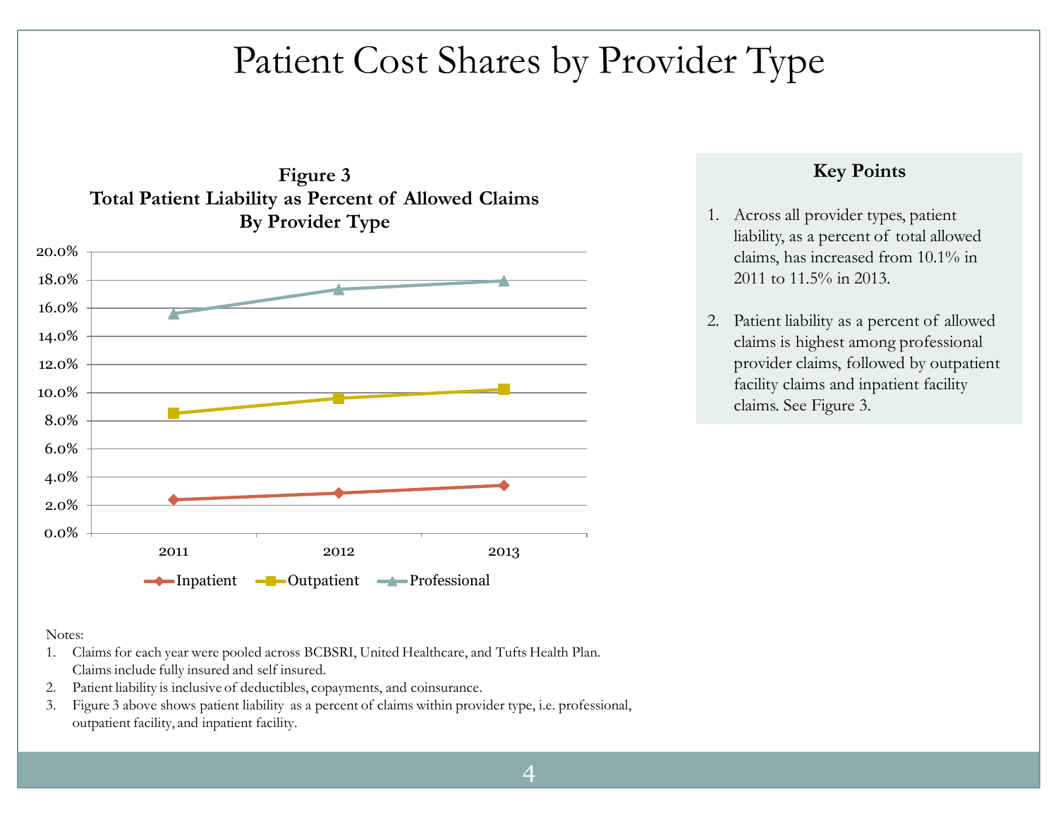# Patient Cost Shares by Provider Type

**Figure 3**
**Total Patient Liability as Percent of Allowed Claims**
**By Provider Type**

### Key Points

1. Across all provider types, patient liability, as a percent of total allowed claims, has increased from 10.1% in 2011 to 11.5% in 2013.

2. Patient liability as a percent of allowed claims is highest among professional provider claims, followed by outpatient facility claims and inpatient facility claims. See Figure 3.

Notes:

1. Claims for each year were pooled across BCBSRI, United Healthcare, and Tufts Health Plan. Claims include fully insured and self insured.
2. Patient liability is inclusive of deductibles, copayments, and coinsurance.
3. Figure 3 above shows patient liability as a percent of claims within provider type, i.e. professional, outpatient facility, and inpatient facility.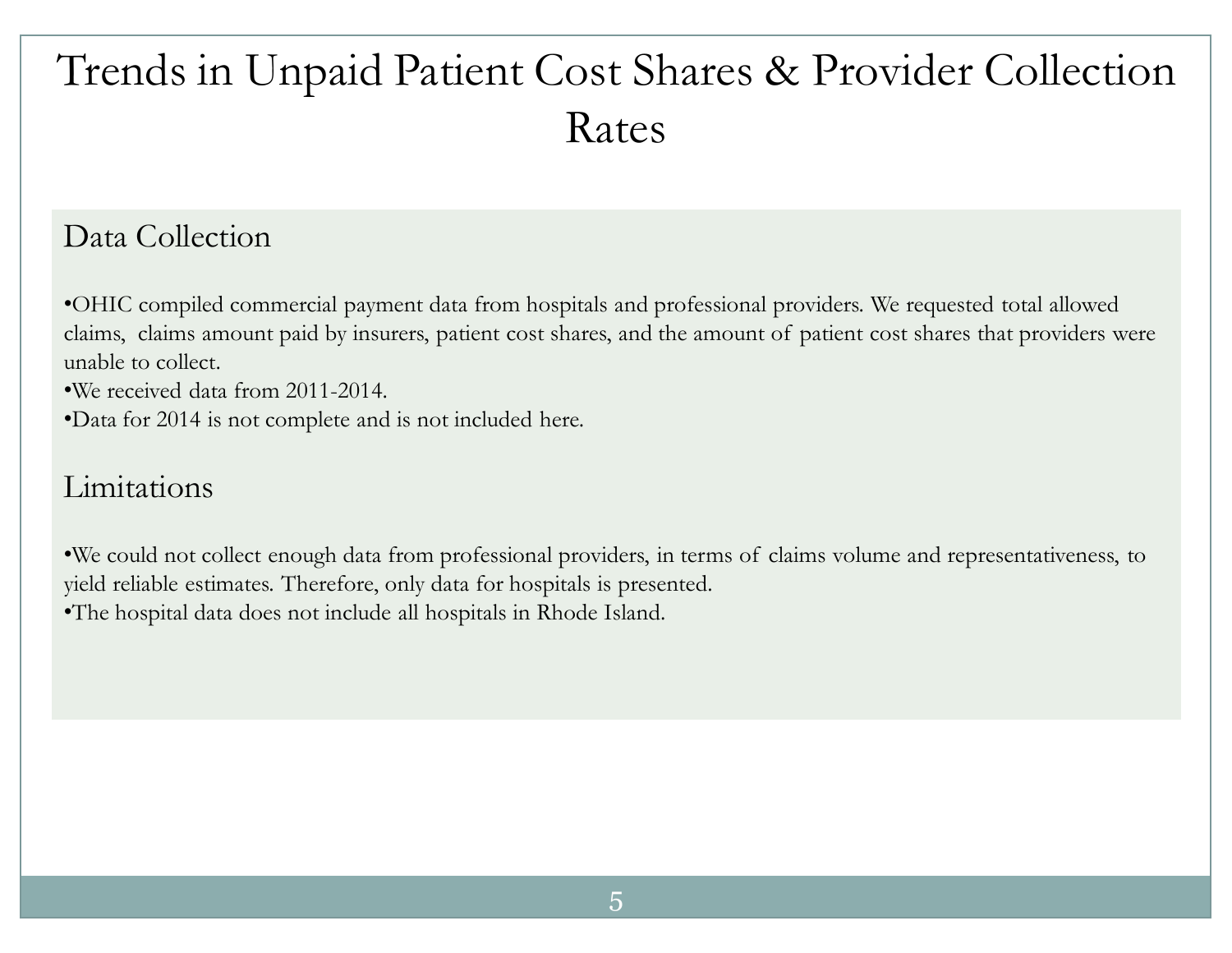# Trends in Unpaid Patient Cost Shares & Provider Collection Rates

## Data Collection

- OHIC compiled commercial payment data from hospitals and professional providers. We requested total allowed claims, claims amount paid by insurers, patient cost shares, and the amount of patient cost shares that providers were unable to collect.
- We received data from 2011-2014.
- Data for 2014 is not complete and is not included here.

## Limitations

- We could not collect enough data from professional providers, in terms of claims volume and representativeness, to yield reliable estimates. Therefore, only data for hospitals is presented.
- The hospital data does not include all hospitals in Rhode Island.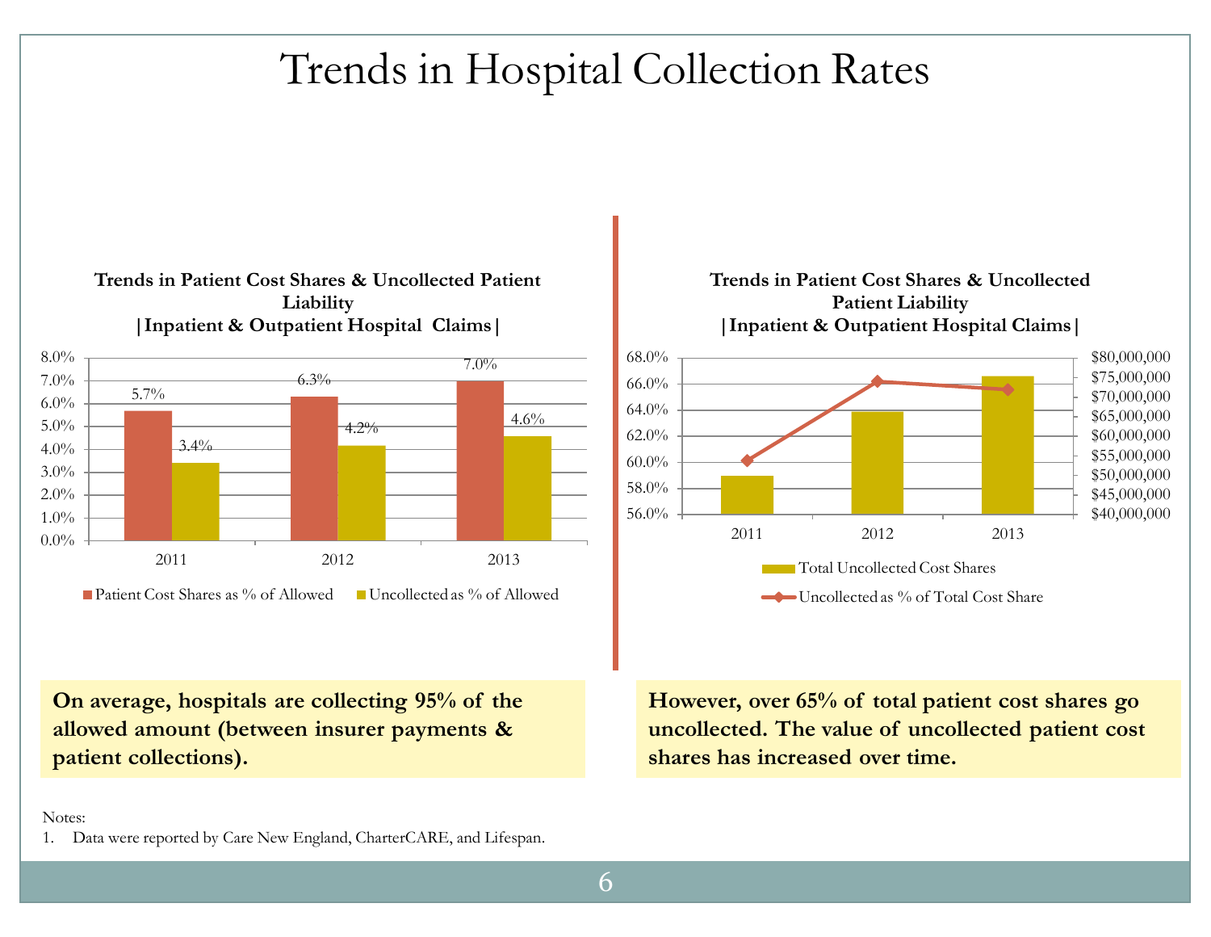# Trends in Hospital Collection Rates

**Trends in Patient Cost Shares & Uncollected Patient Liability**
**|Inpatient & Outpatient Hospital Claims|**

8.0%
7.0%
6.0%
5.0%
4.0%
3.0%
2.0%
1.0%
0.0%

5.7%
3.4%
6.3%
4.2%
7.0%
4.6%

2011
2012
2013

Patient Cost Shares as % of Allowed
Uncollected as % of Allowed

**Trends in Patient Cost Shares & Uncollected Patient Liability**
**|Inpatient & Outpatient Hospital Claims|**

68.0%
66.0%
64.0%
62.0%
60.0%
58.0%
56.0%

$80,000,000
$75,000,000
$70,000,000
$65,000,000
$60,000,000
$55,000,000
$50,000,000
$45,000,000
$40,000,000

2011
2012
2013

Total Uncollected Cost Shares
Uncollected as % of Total Cost Share

**On average, hospitals are collecting 95% of the allowed amount (between insurer payments & patient collections).**

**However, over 65% of total patient cost shares go uncollected. The value of uncollected patient cost shares has increased over time.**

Notes:

1. Data were reported by Care New England, CharterCARE, and Lifespan.